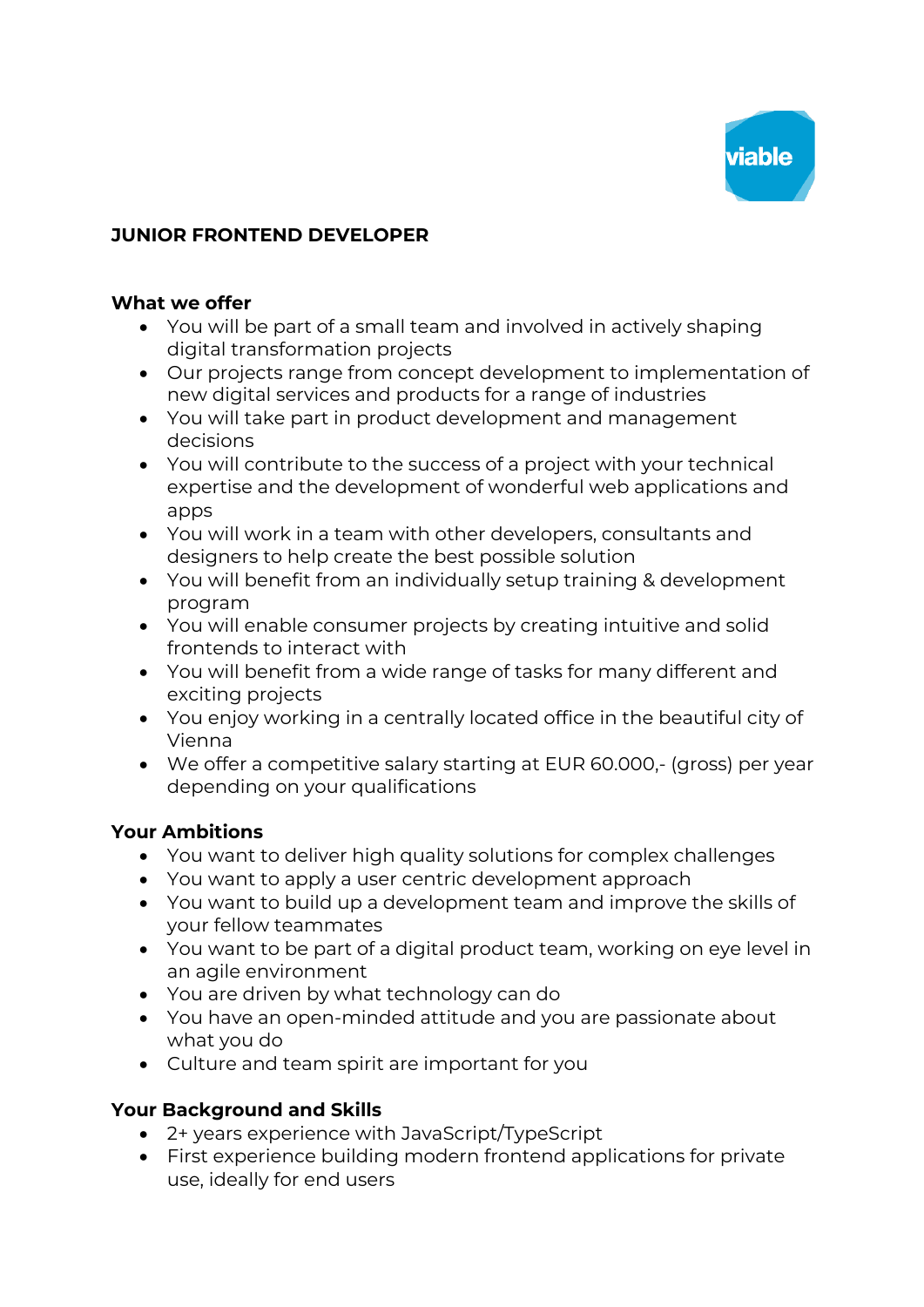viable

# JUNIOR FRONTEND DEVELOPER

## What we offer

- You will be part of a small team and involved in actively shaping digital transformation projects
- Our projects range from concept development to implementation of new digital services and products for a range of industries
- You will take part in product development and management decisions
- You will contribute to the success of a project with your technical expertise and the development of wonderful web applications and apps
- You will work in a team with other developers, consultants and designers to help create the best possible solution
- You will benefit from an individually setup training & development program
- You will enable consumer projects by creating intuitive and solid frontends to interact with
- You will benefit from a wide range of tasks for many different and exciting projects
- You enjoy working in a centrally located office in the beautiful city of Vienna
- We offer a competitive salary starting at EUR 60.000,- (gross) per year depending on your qualifications

## Your Ambitions

- You want to deliver high quality solutions for complex challenges
- You want to apply a user centric development approach
- You want to build up a development team and improve the skills of your fellow teammates
- You want to be part of a digital product team, working on eye level in an agile environment
- You are driven by what technology can do
- You have an open-minded attitude and you are passionate about what you do
- Culture and team spirit are important for you

## Your Background and Skills

- 2+ years experience with JavaScript/TypeScript
- First experience building modern frontend applications for private use, ideally for end users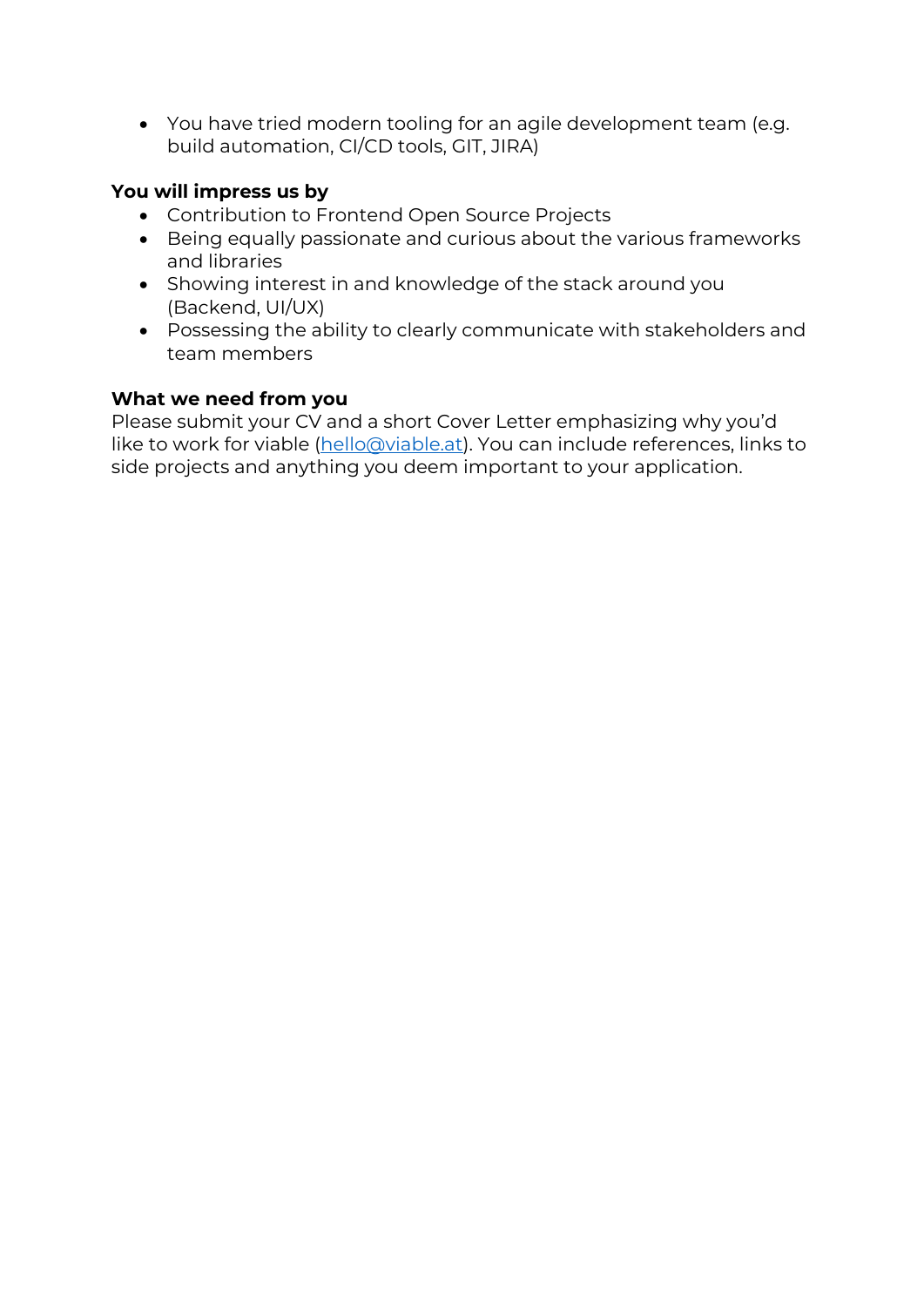- You have tried modern tooling for an agile development team (e.g. build automation, CI/CD tools, GIT, JIRA)

**You will impress us by**

- Contribution to Frontend Open Source Projects
- Being equally passionate and curious about the various frameworks and libraries
- Showing interest in and knowledge of the stack around you (Backend, UI/UX)
- Possessing the ability to clearly communicate with stakeholders and team members

**What we need from you**

Please submit your CV and a short Cover Letter emphasizing why you'd like to work for viable (hello@viable.at). You can include references, links to side projects and anything you deem important to your application.